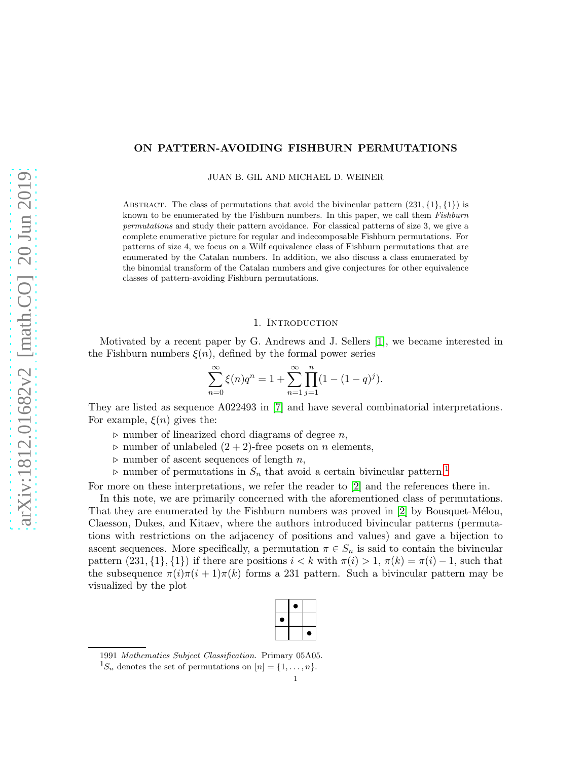# ON PATTERN-AVOIDING FISHBURN PERMUTATIONS

JUAN B. GIL AND MICHAEL D. WEINER

Abstract. The class of permutations that avoid the bivincular pattern $(231, \{1\}, \{1\})$ is known to be enumerated by the Fishburn numbers. In this paper, we call them *Fishburn permutations* and study their pattern avoidance. For classical patterns of size 3, we give a complete enumerative picture for regular and indecomposable Fishburn permutations. For patterns of size 4, we focus on a Wilf equivalence class of Fishburn permutations that are enumerated by the Catalan numbers. In addition, we also discuss a class enumerated by the binomial transform of the Catalan numbers and give conjectures for other equivalence classes of pattern-avoiding Fishburn permutations.

## 1. Introduction

Motivated by a recent paper by G. Andrews and J. Sellers [1], we became interested in the Fishburn numbers $\xi(n)$, defined by the formal power series

$$\sum_{n=0}^{\infty} \xi(n) q^n = 1 + \sum_{n=1}^{\infty} \prod_{j=1}^{n} (1 - (1-q)^j).$$

They are listed as sequence A022493 in [7] and have several combinatorial interpretations. For example, $\xi(n)$ gives the:

- ▷ number of linearized chord diagrams of degree $n$,
- ▷ number of unlabeled $(2+2)$-free posets on $n$ elements,
- ▷ number of ascent sequences of length $n$,
- ▷ number of permutations in $S_n$ that avoid a certain bivincular pattern.[1]

For more on these interpretations, we refer the reader to [2] and the references there in.

In this note, we are primarily concerned with the aforementioned class of permutations. That they are enumerated by the Fishburn numbers was proved in [2] by Bousquet-Mélou, Claesson, Dukes, and Kitaev, where the authors introduced bivincular patterns (permutations with restrictions on the adjacency of positions and values) and gave a bijection to ascent sequences. More specifically, a permutation $\pi \in S_n$ is said to contain the bivincular pattern $(231, \{1\}, \{1\})$ if there are positions $i < k$ with $\pi(i) > 1$, $\pi(k) = \pi(i) - 1$, such that the subsequence $\pi(i)\pi(i+1)\pi(k)$ forms a 231 pattern. Such a bivincular pattern may be visualized by the plot

1991 *Mathematics Subject Classification.* Primary 05A05.

[1] $S_n$ denotes the set of permutations on $[n] = \{1, \ldots, n\}$.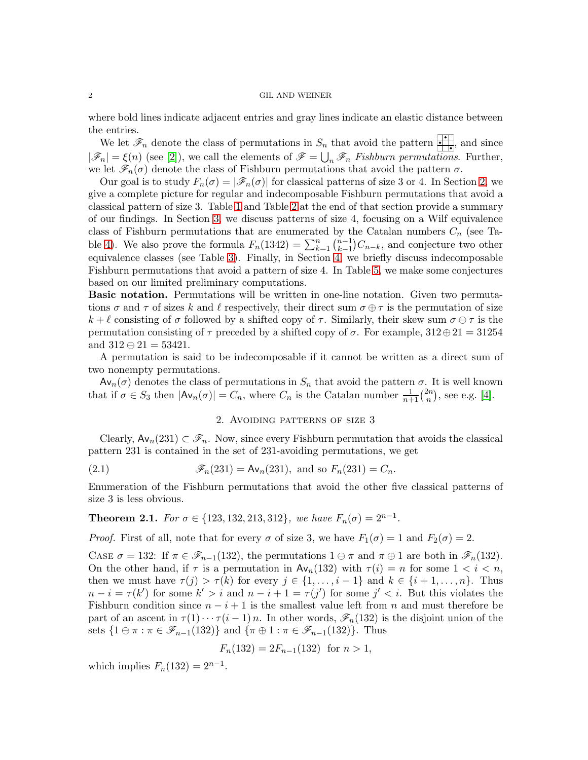where bold lines indicate adjacent entries and gray lines indicate an elastic distance between the entries.

We let $\mathscr{F}_n$ denote the class of permutations in $S_n$ that avoid the pattern [pattern], and since $|\mathscr{F}_n| = \xi(n)$ (see [2]), we call the elements of $\mathscr{F} = \bigcup_n \mathscr{F}_n$ *Fishburn permutations*. Further, we let $\mathscr{F}_n(\sigma)$ denote the class of Fishburn permutations that avoid the pattern $\sigma$.

Our goal is to study $F_n(\sigma) = |\mathscr{F}_n(\sigma)|$ for classical patterns of size 3 or 4. In Section 2, we give a complete picture for regular and indecomposable Fishburn permutations that avoid a classical pattern of size 3. Table 1 and Table 2 at the end of that section provide a summary of our findings. In Section 3, we discuss patterns of size 4, focusing on a Wilf equivalence class of Fishburn permutations that are enumerated by the Catalan numbers $C_n$ (see Table 4). We also prove the formula $F_n(1342) = \sum_{k=1}^{n} \binom{n-1}{k-1} C_{n-k}$, and conjecture two other equivalence classes (see Table 3). Finally, in Section 4, we briefly discuss indecomposable Fishburn permutations that avoid a pattern of size 4. In Table 5, we make some conjectures based on our limited preliminary computations.

**Basic notation.** Permutations will be written in one-line notation. Given two permutations $\sigma$ and $\tau$ of sizes $k$ and $\ell$ respectively, their direct sum $\sigma \oplus \tau$ is the permutation of size $k + \ell$ consisting of $\sigma$ followed by a shifted copy of $\tau$. Similarly, their skew sum $\sigma \ominus \tau$ is the permutation consisting of $\tau$ preceded by a shifted copy of $\sigma$. For example, $312 \oplus 21 = 31254$ and $312 \ominus 21 = 53421$.

A permutation is said to be indecomposable if it cannot be written as a direct sum of two nonempty permutations.

$\mathsf{Av}_n(\sigma)$ denotes the class of permutations in $S_n$ that avoid the pattern $\sigma$. It is well known that if $\sigma \in S_3$ then $|\mathsf{Av}_n(\sigma)| = C_n$, where $C_n$ is the Catalan number $\frac{1}{n+1}\binom{2n}{n}$, see e.g. [4].

## 2. Avoiding patterns of size 3

Clearly, $\mathsf{Av}_n(231) \subset \mathscr{F}_n$. Now, since every Fishburn permutation that avoids the classical pattern 231 is contained in the set of 231-avoiding permutations, we get

$$\mathscr{F}_n(231) = \mathsf{Av}_n(231), \text{ and so } F_n(231) = C_n. \tag{2.1}$$

Enumeration of the Fishburn permutations that avoid the other five classical patterns of size 3 is less obvious.

**Theorem 2.1.** *For $\sigma \in \{123, 132, 213, 312\}$, we have $F_n(\sigma) = 2^{n-1}$.*

*Proof.* First of all, note that for every $\sigma$ of size 3, we have $F_1(\sigma) = 1$ and $F_2(\sigma) = 2$.

Case $\sigma = 132$: If $\pi \in \mathscr{F}_{n-1}(132)$, the permutations $1 \ominus \pi$ and $\pi \oplus 1$ are both in $\mathscr{F}_n(132)$. On the other hand, if $\tau$ is a permutation in $\mathsf{Av}_n(132)$ with $\tau(i) = n$ for some $1 < i < n$, then we must have $\tau(j) > \tau(k)$ for every $j \in \{1, \dots, i-1\}$ and $k \in \{i+1, \dots, n\}$. Thus $n - i = \tau(k')$ for some $k' > i$ and $n - i + 1 = \tau(j')$ for some $j' < i$. But this violates the Fishburn condition since $n - i + 1$ is the smallest value left from $n$ and must therefore be part of an ascent in $\tau(1) \cdots \tau(i-1)\, n$. In other words, $\mathscr{F}_n(132)$ is the disjoint union of the sets $\{1 \ominus \pi : \pi \in \mathscr{F}_{n-1}(132)\}$ and $\{\pi \oplus 1 : \pi \in \mathscr{F}_{n-1}(132)\}$. Thus

$$F_n(132) = 2F_{n-1}(132) \;\text{ for } n > 1,$$

which implies $F_n(132) = 2^{n-1}$.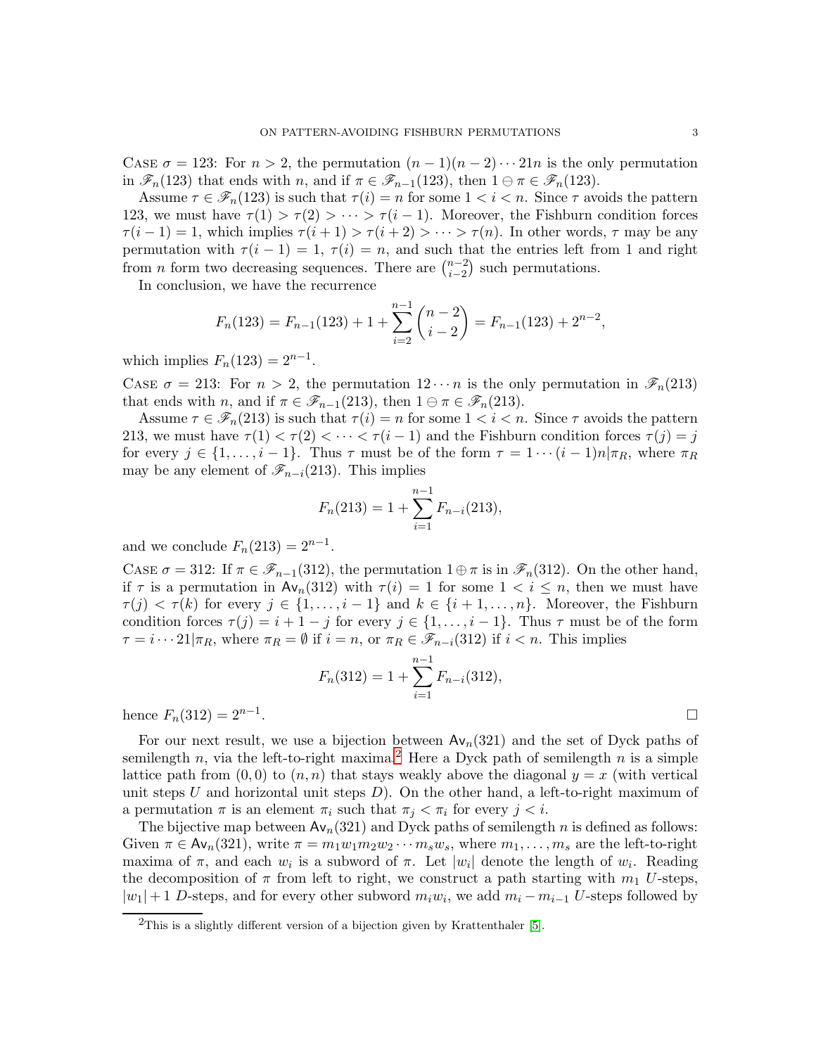Case $\sigma = 123$: For $n > 2$, the permutation $(n-1)(n-2)\cdots 21n$ is the only permutation in $\mathscr{F}_n(123)$ that ends with $n$, and if $\pi \in \mathscr{F}_{n-1}(123)$, then $1 \ominus \pi \in \mathscr{F}_n(123)$.

Assume $\tau \in \mathscr{F}_n(123)$ is such that $\tau(i) = n$ for some $1 < i < n$. Since $\tau$ avoids the pattern 123, we must have $\tau(1) > \tau(2) > \cdots > \tau(i-1)$. Moreover, the Fishburn condition forces $\tau(i-1) = 1$, which implies $\tau(i+1) > \tau(i+2) > \cdots > \tau(n)$. In other words, $\tau$ may be any permutation with $\tau(i-1) = 1$, $\tau(i) = n$, and such that the entries left from 1 and right from $n$ form two decreasing sequences. There are $\binom{n-2}{i-2}$ such permutations.

In conclusion, we have the recurrence

$$F_n(123) = F_{n-1}(123) + 1 + \sum_{i=2}^{n-1} \binom{n-2}{i-2} = F_{n-1}(123) + 2^{n-2},$$

which implies $F_n(123) = 2^{n-1}$.

Case $\sigma = 213$: For $n > 2$, the permutation $12\cdots n$ is the only permutation in $\mathscr{F}_n(213)$ that ends with $n$, and if $\pi \in \mathscr{F}_{n-1}(213)$, then $1 \ominus \pi \in \mathscr{F}_n(213)$.

Assume $\tau \in \mathscr{F}_n(213)$ is such that $\tau(i) = n$ for some $1 < i < n$. Since $\tau$ avoids the pattern 213, we must have $\tau(1) < \tau(2) < \cdots < \tau(i-1)$ and the Fishburn condition forces $\tau(j) = j$ for every $j \in \{1, \ldots, i-1\}$. Thus $\tau$ must be of the form $\tau = 1\cdots(i-1)n|\pi_R$, where $\pi_R$ may be any element of $\mathscr{F}_{n-i}(213)$. This implies

$$F_n(213) = 1 + \sum_{i=1}^{n-1} F_{n-i}(213),$$

and we conclude $F_n(213) = 2^{n-1}$.

Case $\sigma = 312$: If $\pi \in \mathscr{F}_{n-1}(312)$, the permutation $1 \oplus \pi$ is in $\mathscr{F}_n(312)$. On the other hand, if $\tau$ is a permutation in $\mathsf{Av}_n(312)$ with $\tau(i) = 1$ for some $1 < i \leq n$, then we must have $\tau(j) < \tau(k)$ for every $j \in \{1, \ldots, i-1\}$ and $k \in \{i+1, \ldots, n\}$. Moreover, the Fishburn condition forces $\tau(j) = i + 1 - j$ for every $j \in \{1, \ldots, i-1\}$. Thus $\tau$ must be of the form $\tau = i\cdots 21|\pi_R$, where $\pi_R = \emptyset$ if $i = n$, or $\pi_R \in \mathscr{F}_{n-i}(312)$ if $i < n$. This implies

$$F_n(312) = 1 + \sum_{i=1}^{n-1} F_{n-i}(312),$$

hence $F_n(312) = 2^{n-1}$. $\square$

For our next result, we use a bijection between $\mathsf{Av}_n(321)$ and the set of Dyck paths of semilength $n$, via the left-to-right maxima.[2] Here a Dyck path of semilength $n$ is a simple lattice path from $(0,0)$ to $(n,n)$ that stays weakly above the diagonal $y = x$ (with vertical unit steps $U$ and horizontal unit steps $D$). On the other hand, a left-to-right maximum of a permutation $\pi$ is an element $\pi_i$ such that $\pi_j < \pi_i$ for every $j < i$.

The bijective map between $\mathsf{Av}_n(321)$ and Dyck paths of semilength $n$ is defined as follows: Given $\pi \in \mathsf{Av}_n(321)$, write $\pi = m_1 w_1 m_2 w_2 \cdots m_s w_s$, where $m_1, \ldots, m_s$ are the left-to-right maxima of $\pi$, and each $w_i$ is a subword of $\pi$. Let $|w_i|$ denote the length of $w_i$. Reading the decomposition of $\pi$ from left to right, we construct a path starting with $m_1$ $U$-steps, $|w_1| + 1$ $D$-steps, and for every other subword $m_i w_i$, we add $m_i - m_{i-1}$ $U$-steps followed by

[2] This is a slightly different version of a bijection given by Krattenthaler [5].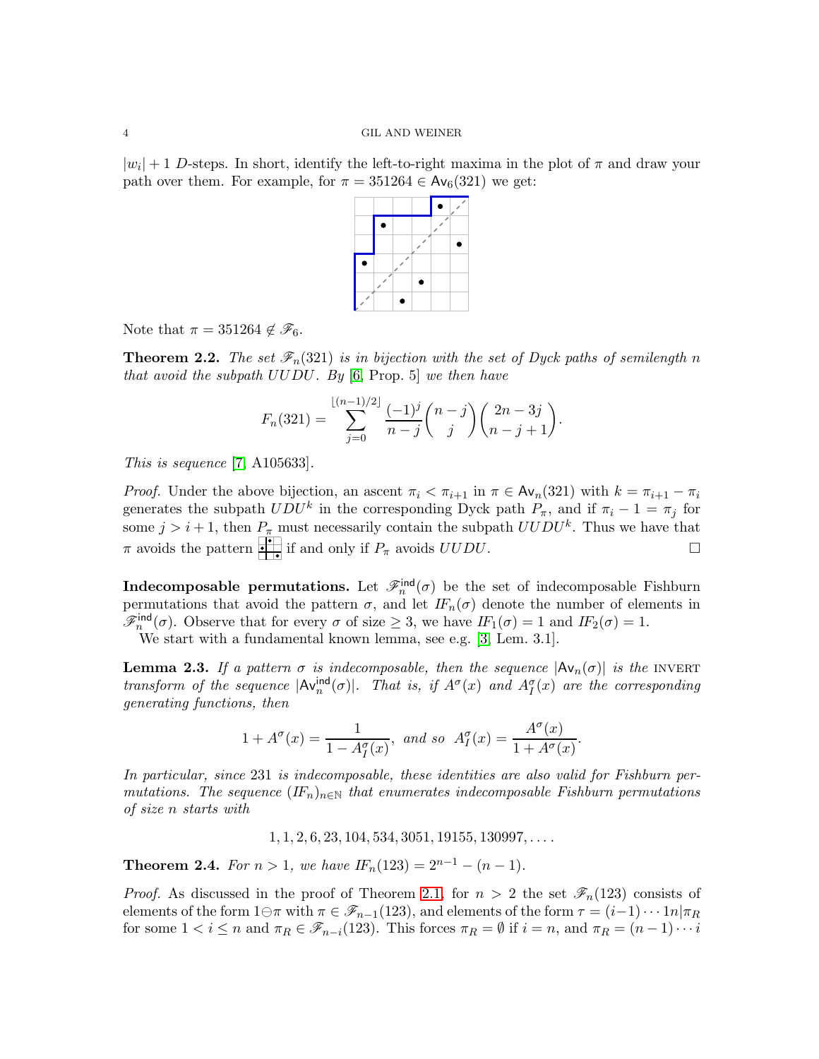$|w_i|+1$ $D$-steps. In short, identify the left-to-right maxima in the plot of $\pi$ and draw your path over them. For example, for $\pi = 351264 \in \mathsf{Av}_6(321)$ we get:

Note that $\pi = 351264 \notin \mathscr{F}_6$.

**Theorem 2.2.** *The set $\mathscr{F}_n(321)$ is in bijection with the set of Dyck paths of semilength $n$ that avoid the subpath $UUDU$. By [6, Prop. 5] we then have*

$$F_n(321) = \sum_{j=0}^{\lfloor (n-1)/2 \rfloor} \frac{(-1)^j}{n-j}\binom{n-j}{j}\binom{2n-3j}{n-j+1}.$$

*This is sequence [7, A105633].*

*Proof.* Under the above bijection, an ascent $\pi_i < \pi_{i+1}$ in $\pi \in \mathsf{Av}_n(321)$ with $k = \pi_{i+1} - \pi_i$ generates the subpath $UDU^k$ in the corresponding Dyck path $P_\pi$, and if $\pi_i - 1 = \pi_j$ for some $j > i+1$, then $P_\pi$ must necessarily contain the subpath $UUDU^k$. Thus we have that $\pi$ avoids the pattern [pattern] if and only if $P_\pi$ avoids $UUDU$. □

**Indecomposable permutations.** Let $\mathscr{F}_n^{\mathsf{ind}}(\sigma)$ be the set of indecomposable Fishburn permutations that avoid the pattern $\sigma$, and let $\mathit{IF}_n(\sigma)$ denote the number of elements in $\mathscr{F}_n^{\mathsf{ind}}(\sigma)$. Observe that for every $\sigma$ of size $\geq 3$, we have $\mathit{IF}_1(\sigma) = 1$ and $\mathit{IF}_2(\sigma) = 1$.

We start with a fundamental known lemma, see e.g. [3, Lem. 3.1].

**Lemma 2.3.** *If a pattern $\sigma$ is indecomposable, then the sequence $|\mathsf{Av}_n(\sigma)|$ is the* INVERT *transform of the sequence $|\mathsf{Av}_n^{\mathsf{ind}}(\sigma)|$. That is, if $A^\sigma(x)$ and $A_I^\sigma(x)$ are the corresponding generating functions, then*

$$1 + A^\sigma(x) = \frac{1}{1 - A_I^\sigma(x)}, \text{ and so } A_I^\sigma(x) = \frac{A^\sigma(x)}{1 + A^\sigma(x)}.$$

*In particular, since 231 is indecomposable, these identities are also valid for Fishburn permutations. The sequence $(\mathit{IF}_n)_{n\in\mathbb{N}}$ that enumerates indecomposable Fishburn permutations of size $n$ starts with*

$$1, 1, 2, 6, 23, 104, 534, 3051, 19155, 130997, \ldots.$$

**Theorem 2.4.** *For $n > 1$, we have $\mathit{IF}_n(123) = 2^{n-1} - (n-1)$.*

*Proof.* As discussed in the proof of Theorem 2.1, for $n > 2$ the set $\mathscr{F}_n(123)$ consists of elements of the form $1 \ominus \pi$ with $\pi \in \mathscr{F}_{n-1}(123)$, and elements of the form $\tau = (i-1)\cdots 1n|\pi_R$ for some $1 < i \leq n$ and $\pi_R \in \mathscr{F}_{n-i}(123)$. This forces $\pi_R = \emptyset$ if $i = n$, and $\pi_R = (n-1)\cdots i$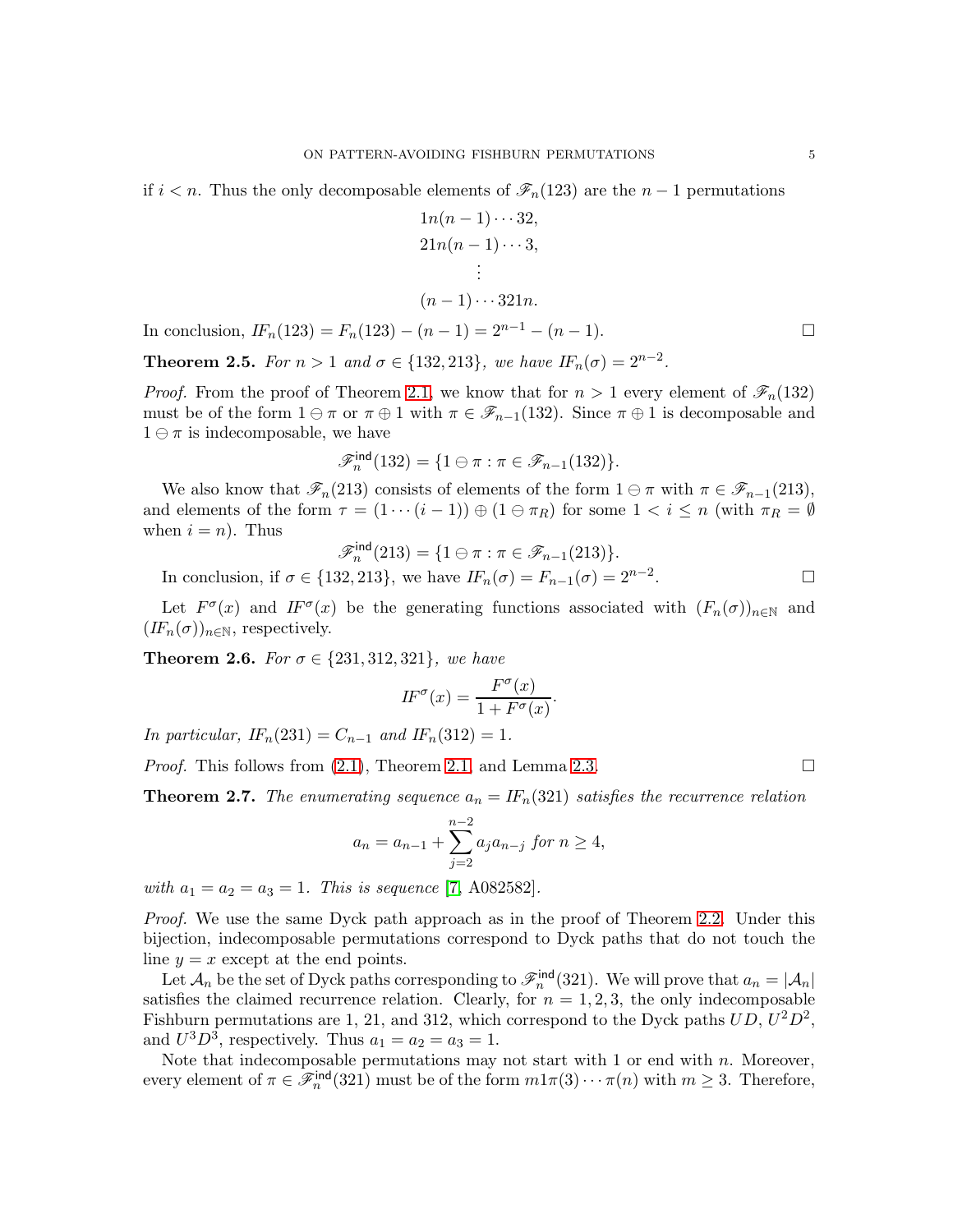if $i < n$. Thus the only decomposable elements of $\mathscr{F}_n(123)$ are the $n-1$ permutations

$$
\begin{gathered}
1n(n-1)\cdots 32,\\
21n(n-1)\cdots 3,\\
\vdots\\
(n-1)\cdots 321n.
\end{gathered}
$$

In conclusion, $IF_n(123) = F_n(123) - (n-1) = 2^{n-1} - (n-1)$. $\square$

**Theorem 2.5.** *For $n > 1$ and $\sigma \in \{132, 213\}$, we have $IF_n(\sigma) = 2^{n-2}$.*

*Proof.* From the proof of Theorem 2.1, we know that for $n > 1$ every element of $\mathscr{F}_n(132)$ must be of the form $1 \ominus \pi$ or $\pi \oplus 1$ with $\pi \in \mathscr{F}_{n-1}(132)$. Since $\pi \oplus 1$ is decomposable and $1 \ominus \pi$ is indecomposable, we have

$$\mathscr{F}_n^{\mathsf{ind}}(132) = \{1 \ominus \pi : \pi \in \mathscr{F}_{n-1}(132)\}.$$

We also know that $\mathscr{F}_n(213)$ consists of elements of the form $1 \ominus \pi$ with $\pi \in \mathscr{F}_{n-1}(213)$, and elements of the form $\tau = (1 \cdots (i-1)) \oplus (1 \ominus \pi_R)$ for some $1 < i \le n$ (with $\pi_R = \emptyset$ when $i = n$). Thus

$$\mathscr{F}_n^{\mathsf{ind}}(213) = \{1 \ominus \pi : \pi \in \mathscr{F}_{n-1}(213)\}.$$

In conclusion, if $\sigma \in \{132, 213\}$, we have $IF_n(\sigma) = F_{n-1}(\sigma) = 2^{n-2}$. $\square$

Let $F^\sigma(x)$ and $IF^\sigma(x)$ be the generating functions associated with $(F_n(\sigma))_{n\in\mathbb{N}}$ and $(IF_n(\sigma))_{n\in\mathbb{N}}$, respectively.

**Theorem 2.6.** *For $\sigma \in \{231, 312, 321\}$, we have*

$$IF^\sigma(x) = \frac{F^\sigma(x)}{1 + F^\sigma(x)}.$$

*In particular, $IF_n(231) = C_{n-1}$ and $IF_n(312) = 1$.*

*Proof.* This follows from (2.1), Theorem 2.1, and Lemma 2.3. $\square$

**Theorem 2.7.** *The enumerating sequence $a_n = IF_n(321)$ satisfies the recurrence relation*

$$a_n = a_{n-1} + \sum_{j=2}^{n-2} a_j a_{n-j} \text{ for } n \ge 4,$$

*with $a_1 = a_2 = a_3 = 1$. This is sequence [7, A082582].*

*Proof.* We use the same Dyck path approach as in the proof of Theorem 2.2. Under this bijection, indecomposable permutations correspond to Dyck paths that do not touch the line $y = x$ except at the end points.

Let $\mathcal{A}_n$ be the set of Dyck paths corresponding to $\mathscr{F}_n^{\mathsf{ind}}(321)$. We will prove that $a_n = |\mathcal{A}_n|$ satisfies the claimed recurrence relation. Clearly, for $n = 1, 2, 3$, the only indecomposable Fishburn permutations are 1, 21, and 312, which correspond to the Dyck paths $UD$, $U^2D^2$, and $U^3D^3$, respectively. Thus $a_1 = a_2 = a_3 = 1$.

Note that indecomposable permutations may not start with 1 or end with $n$. Moreover, every element of $\pi \in \mathscr{F}_n^{\mathsf{ind}}(321)$ must be of the form $m1\pi(3)\cdots\pi(n)$ with $m \ge 3$. Therefore,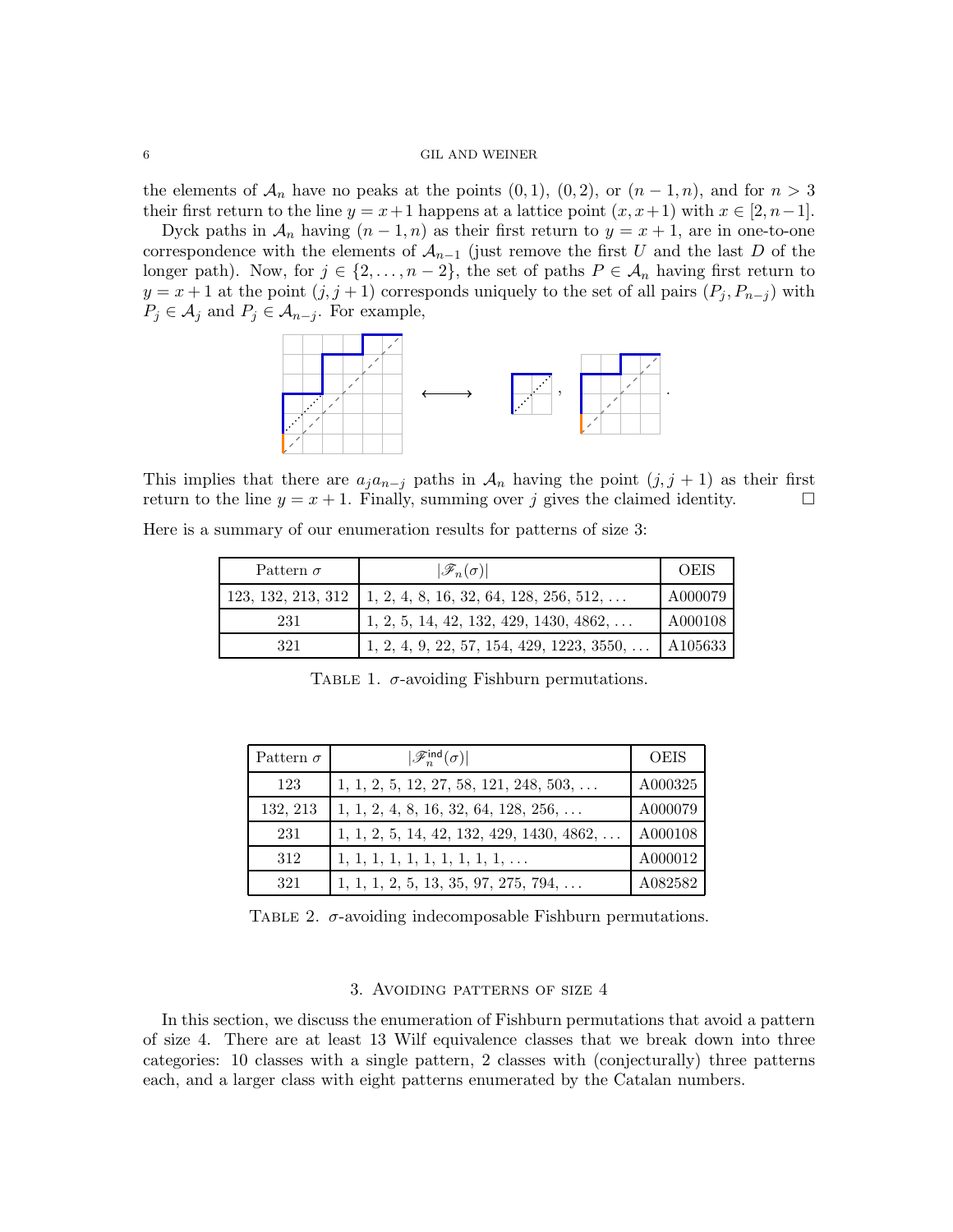the elements of $\mathcal{A}_n$ have no peaks at the points $(0,1)$, $(0,2)$, or $(n-1,n)$, and for $n>3$ their first return to the line $y=x+1$ happens at a lattice point $(x,x+1)$ with $x\in[2,n-1]$.

Dyck paths in $\mathcal{A}_n$ having $(n-1,n)$ as their first return to $y=x+1$, are in one-to-one correspondence with the elements of $\mathcal{A}_{n-1}$ (just remove the first $U$ and the last $D$ of the longer path). Now, for $j\in\{2,\ldots,n-2\}$, the set of paths $P\in\mathcal{A}_n$ having first return to $y=x+1$ at the point $(j,j+1)$ corresponds uniquely to the set of all pairs $(P_j,P_{n-j})$ with $P_j\in\mathcal{A}_j$ and $P_j\in\mathcal{A}_{n-j}$. For example,

This implies that there are $a_j a_{n-j}$ paths in $\mathcal{A}_n$ having the point $(j,j+1)$ as their first return to the line $y=x+1$. Finally, summing over $j$ gives the claimed identity. □

Here is a summary of our enumeration results for patterns of size 3:

| Pattern $\sigma$ | $\lvert\mathscr{F}_n(\sigma)\rvert$ | OEIS |
|---|---|---|
| 123, 132, 213, 312 | 1, 2, 4, 8, 16, 32, 64, 128, 256, 512, … | A000079 |
| 231 | 1, 2, 5, 14, 42, 132, 429, 1430, 4862, … | A000108 |
| 321 | 1, 2, 4, 9, 22, 57, 154, 429, 1223, 3550, … | A105633 |

Table 1. $\sigma$-avoiding Fishburn permutations.

| Pattern $\sigma$ | $\lvert\mathscr{F}^{\mathsf{ind}}_n(\sigma)\rvert$ | OEIS |
|---|---|---|
| 123 | 1, 1, 2, 5, 12, 27, 58, 121, 248, 503, … | A000325 |
| 132, 213 | 1, 1, 2, 4, 8, 16, 32, 64, 128, 256, … | A000079 |
| 231 | 1, 1, 2, 5, 14, 42, 132, 429, 1430, 4862, … | A000108 |
| 312 | 1, 1, 1, 1, 1, 1, 1, 1, 1, 1, … | A000012 |
| 321 | 1, 1, 1, 2, 5, 13, 35, 97, 275, 794, … | A082582 |

Table 2. $\sigma$-avoiding indecomposable Fishburn permutations.

## 3. Avoiding patterns of size 4

In this section, we discuss the enumeration of Fishburn permutations that avoid a pattern of size 4. There are at least 13 Wilf equivalence classes that we break down into three categories: 10 classes with a single pattern, 2 classes with (conjecturally) three patterns each, and a larger class with eight patterns enumerated by the Catalan numbers.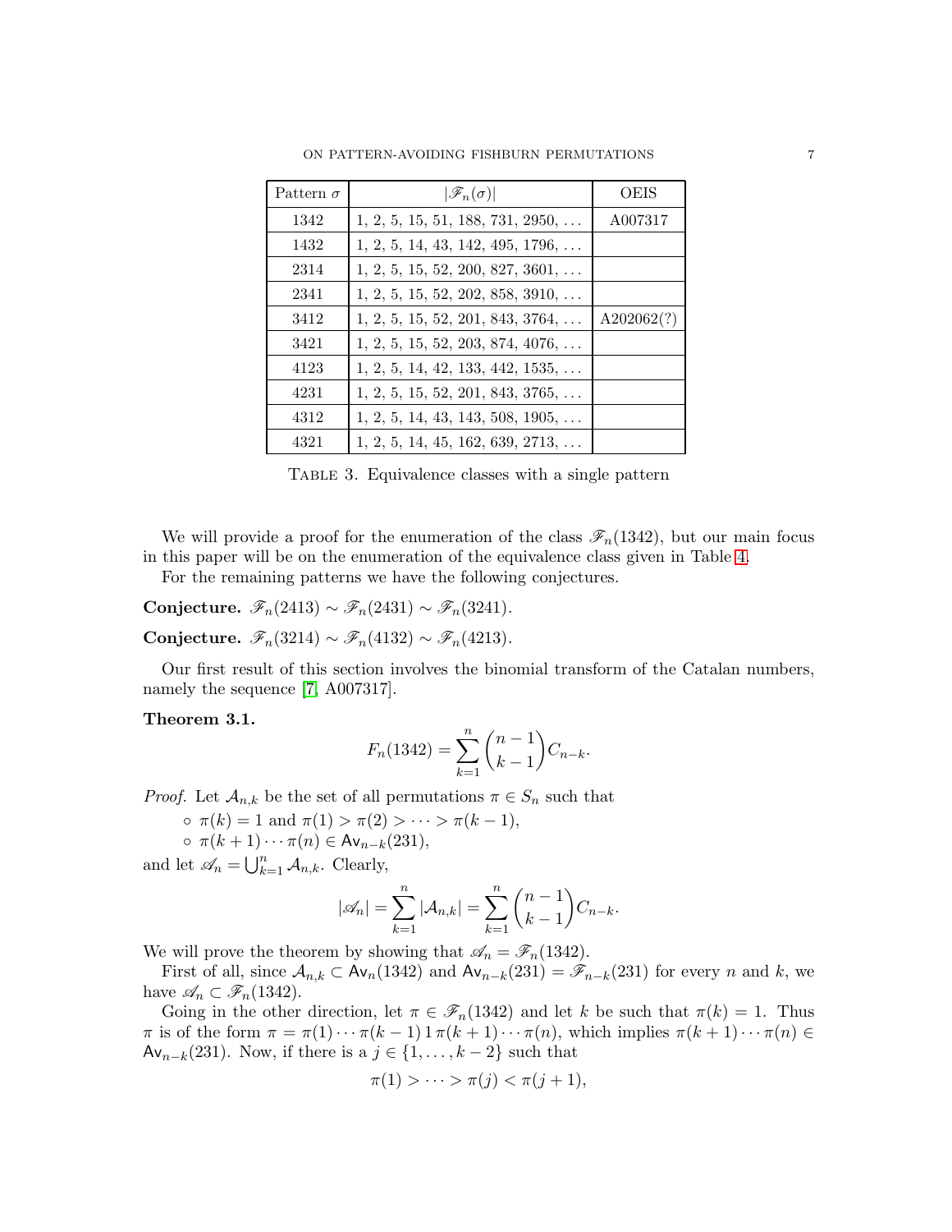| Pattern $\sigma$ | $\|\mathscr{F}_n(\sigma)\|$ | OEIS |
|---|---|---|
| 1342 | 1, 2, 5, 15, 51, 188, 731, 2950, ... | A007317 |
| 1432 | 1, 2, 5, 14, 43, 142, 495, 1796, ... | |
| 2314 | 1, 2, 5, 15, 52, 200, 827, 3601, ... | |
| 2341 | 1, 2, 5, 15, 52, 202, 858, 3910, ... | |
| 3412 | 1, 2, 5, 15, 52, 201, 843, 3764, ... | A202062(?) |
| 3421 | 1, 2, 5, 15, 52, 203, 874, 4076, ... | |
| 4123 | 1, 2, 5, 14, 42, 133, 442, 1535, ... | |
| 4231 | 1, 2, 5, 15, 52, 201, 843, 3765, ... | |
| 4312 | 1, 2, 5, 14, 43, 143, 508, 1905, ... | |
| 4321 | 1, 2, 5, 14, 45, 162, 639, 2713, ... | |

Table 3. Equivalence classes with a single pattern

We will provide a proof for the enumeration of the class $\mathscr{F}_n(1342)$, but our main focus in this paper will be on the enumeration of the equivalence class given in Table 4.

For the remaining patterns we have the following conjectures.

**Conjecture.** $\mathscr{F}_n(2413) \sim \mathscr{F}_n(2431) \sim \mathscr{F}_n(3241)$.

**Conjecture.** $\mathscr{F}_n(3214) \sim \mathscr{F}_n(4132) \sim \mathscr{F}_n(4213)$.

Our first result of this section involves the binomial transform of the Catalan numbers, namely the sequence [7, A007317].

**Theorem 3.1.**

$$F_n(1342) = \sum_{k=1}^{n} \binom{n-1}{k-1} C_{n-k}.$$

*Proof.* Let $\mathcal{A}_{n,k}$ be the set of all permutations $\pi \in S_n$ such that

- $\pi(k) = 1$ and $\pi(1) > \pi(2) > \cdots > \pi(k-1)$,
- $\pi(k+1) \cdots \pi(n) \in \mathsf{Av}_{n-k}(231)$,

and let $\mathscr{A}_n = \bigcup_{k=1}^{n} \mathcal{A}_{n,k}$. Clearly,

$$|\mathscr{A}_n| = \sum_{k=1}^{n} |\mathcal{A}_{n,k}| = \sum_{k=1}^{n} \binom{n-1}{k-1} C_{n-k}.$$

We will prove the theorem by showing that $\mathscr{A}_n = \mathscr{F}_n(1342)$.

First of all, since $\mathcal{A}_{n,k} \subset \mathsf{Av}_n(1342)$ and $\mathsf{Av}_{n-k}(231) = \mathscr{F}_{n-k}(231)$ for every $n$ and $k$, we have $\mathscr{A}_n \subset \mathscr{F}_n(1342)$.

Going in the other direction, let $\pi \in \mathscr{F}_n(1342)$ and let $k$ be such that $\pi(k) = 1$. Thus $\pi$ is of the form $\pi = \pi(1) \cdots \pi(k-1)\, 1\, \pi(k+1) \cdots \pi(n)$, which implies $\pi(k+1) \cdots \pi(n) \in \mathsf{Av}_{n-k}(231)$. Now, if there is a $j \in \{1, \ldots, k-2\}$ such that

$$\pi(1) > \cdots > \pi(j) < \pi(j+1),$$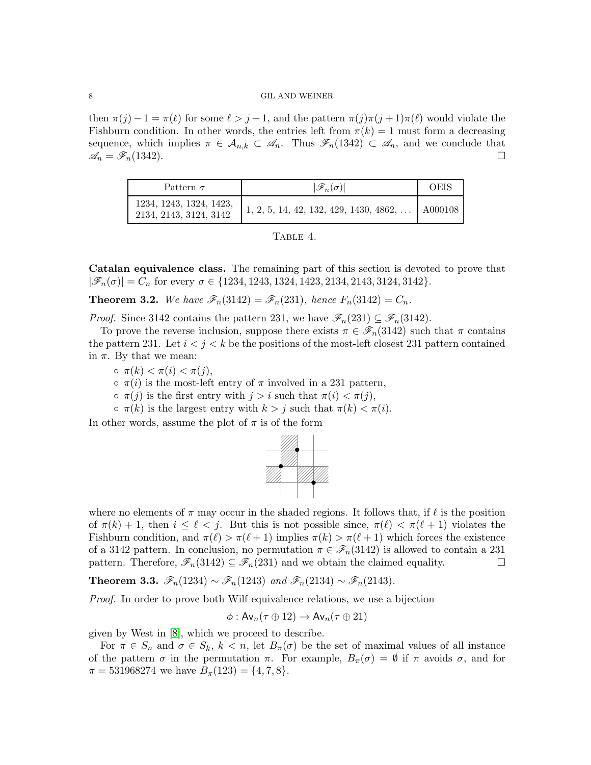then $\pi(j) - 1 = \pi(\ell)$ for some $\ell > j+1$, and the pattern $\pi(j)\pi(j+1)\pi(\ell)$ would violate the Fishburn condition. In other words, the entries left from $\pi(k) = 1$ must form a decreasing sequence, which implies $\pi \in \mathcal{A}_{n,k} \subset \mathscr{A}_n$. Thus $\mathscr{F}_n(1342) \subset \mathscr{A}_n$, and we conclude that $\mathscr{A}_n = \mathscr{F}_n(1342)$. □

| Pattern $\sigma$ | $\lvert\mathscr{F}_n(\sigma)\rvert$ | OEIS |
|---|---|---|
| 1234, 1243, 1324, 1423, 2134, 2143, 3124, 3142 | 1, 2, 5, 14, 42, 132, 429, 1430, 4862, … | A000108 |

Table 4.

**Catalan equivalence class.** The remaining part of this section is devoted to prove that $|\mathscr{F}_n(\sigma)| = C_n$ for every $\sigma \in \{1234, 1243, 1324, 1423, 2134, 2143, 3124, 3142\}$.

**Theorem 3.2.** *We have $\mathscr{F}_n(3142) = \mathscr{F}_n(231)$, hence $F_n(3142) = C_n$.*

*Proof.* Since 3142 contains the pattern 231, we have $\mathscr{F}_n(231) \subseteq \mathscr{F}_n(3142)$.

To prove the reverse inclusion, suppose there exists $\pi \in \mathscr{F}_n(3142)$ such that $\pi$ contains the pattern 231. Let $i < j < k$ be the positions of the most-left closest 231 pattern contained in $\pi$. By that we mean:

- $\pi(k) < \pi(i) < \pi(j)$,
- $\pi(i)$ is the most-left entry of $\pi$ involved in a 231 pattern,
- $\pi(j)$ is the first entry with $j > i$ such that $\pi(i) < \pi(j)$,
- $\pi(k)$ is the largest entry with $k > j$ such that $\pi(k) < \pi(i)$.

In other words, assume the plot of $\pi$ is of the form

where no elements of $\pi$ may occur in the shaded regions. It follows that, if $\ell$ is the position of $\pi(k) + 1$, then $i \le \ell < j$. But this is not possible since, $\pi(\ell) < \pi(\ell + 1)$ violates the Fishburn condition, and $\pi(\ell) > \pi(\ell + 1)$ implies $\pi(k) > \pi(\ell + 1)$ which forces the existence of a 3142 pattern. In conclusion, no permutation $\pi \in \mathscr{F}_n(3142)$ is allowed to contain a 231 pattern. Therefore, $\mathscr{F}_n(3142) \subseteq \mathscr{F}_n(231)$ and we obtain the claimed equality. □

**Theorem 3.3.** *$\mathscr{F}_n(1234) \sim \mathscr{F}_n(1243)$ and $\mathscr{F}_n(2134) \sim \mathscr{F}_n(2143)$.*

*Proof.* In order to prove both Wilf equivalence relations, we use a bijection

$$\phi : \mathsf{Av}_n(\tau \oplus 12) \to \mathsf{Av}_n(\tau \oplus 21)$$

given by West in [8], which we proceed to describe.

For $\pi \in S_n$ and $\sigma \in S_k$, $k < n$, let $B_\pi(\sigma)$ be the set of maximal values of all instance of the pattern $\sigma$ in the permutation $\pi$. For example, $B_\pi(\sigma) = \emptyset$ if $\pi$ avoids $\sigma$, and for $\pi = 531968274$ we have $B_\pi(123) = \{4, 7, 8\}$.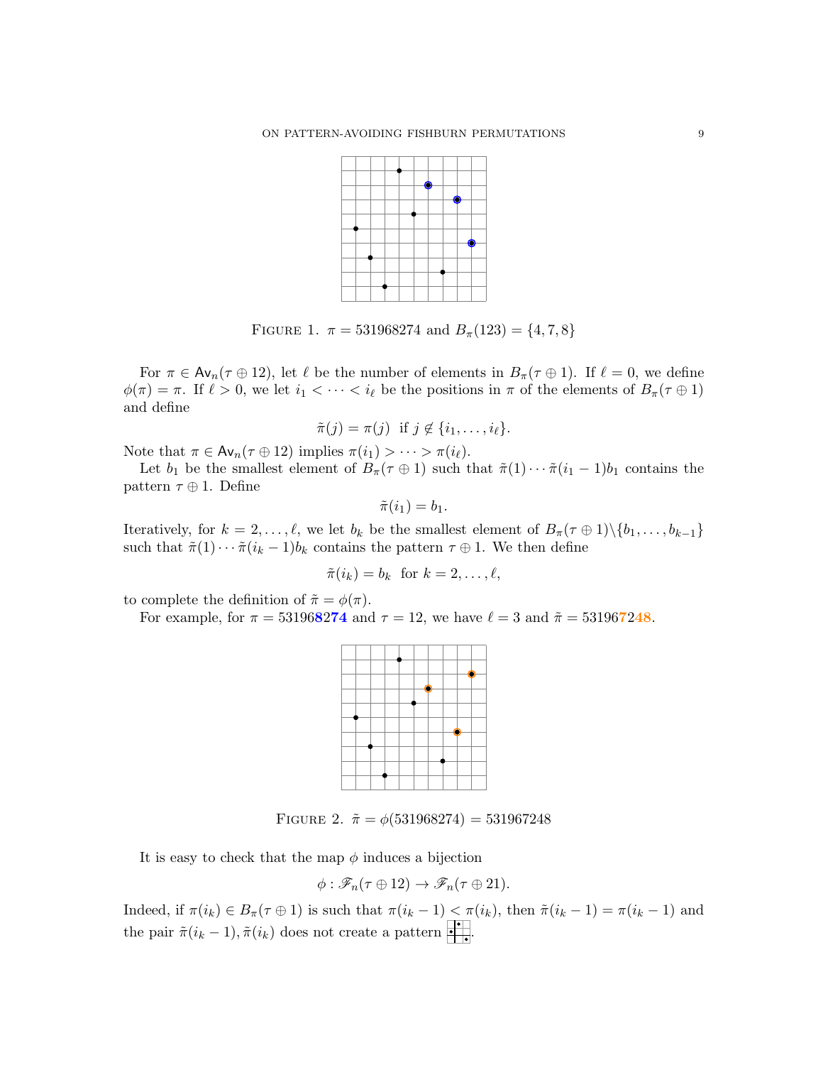FIGURE 1. $\pi = 531968274$ and $B_\pi(123) = \{4, 7, 8\}$

For $\pi \in \mathsf{Av}_n(\tau \oplus 12)$, let $\ell$ be the number of elements in $B_\pi(\tau \oplus 1)$. If $\ell = 0$, we define $\phi(\pi) = \pi$. If $\ell > 0$, we let $i_1 < \cdots < i_\ell$ be the positions in $\pi$ of the elements of $B_\pi(\tau \oplus 1)$ and define

$$\tilde{\pi}(j) = \pi(j) \text{ if } j \notin \{i_1, \ldots, i_\ell\}.$$

Note that $\pi \in \mathsf{Av}_n(\tau \oplus 12)$ implies $\pi(i_1) > \cdots > \pi(i_\ell)$.

Let $b_1$ be the smallest element of $B_\pi(\tau \oplus 1)$ such that $\tilde{\pi}(1) \cdots \tilde{\pi}(i_1 - 1) b_1$ contains the pattern $\tau \oplus 1$. Define

$$\tilde{\pi}(i_1) = b_1.$$

Iteratively, for $k = 2, \ldots, \ell$, we let $b_k$ be the smallest element of $B_\pi(\tau \oplus 1) \backslash \{b_1, \ldots, b_{k-1}\}$ such that $\tilde{\pi}(1) \cdots \tilde{\pi}(i_k - 1) b_k$ contains the pattern $\tau \oplus 1$. We then define

$$\tilde{\pi}(i_k) = b_k \text{ for } k = 2, \ldots, \ell,$$

to complete the definition of $\tilde{\pi} = \phi(\pi)$.

For example, for $\pi = 531968274$ and $\tau = 12$, we have $\ell = 3$ and $\tilde{\pi} = 531967248$.

FIGURE 2. $\tilde{\pi} = \phi(531968274) = 531967248$

It is easy to check that the map $\phi$ induces a bijection

$$\phi : \mathscr{F}_n(\tau \oplus 12) \to \mathscr{F}_n(\tau \oplus 21).$$

Indeed, if $\pi(i_k) \in B_\pi(\tau \oplus 1)$ is such that $\pi(i_k - 1) < \pi(i_k)$, then $\tilde{\pi}(i_k - 1) = \pi(i_k - 1)$ and the pair $\tilde{\pi}(i_k - 1), \tilde{\pi}(i_k)$ does not create a pattern .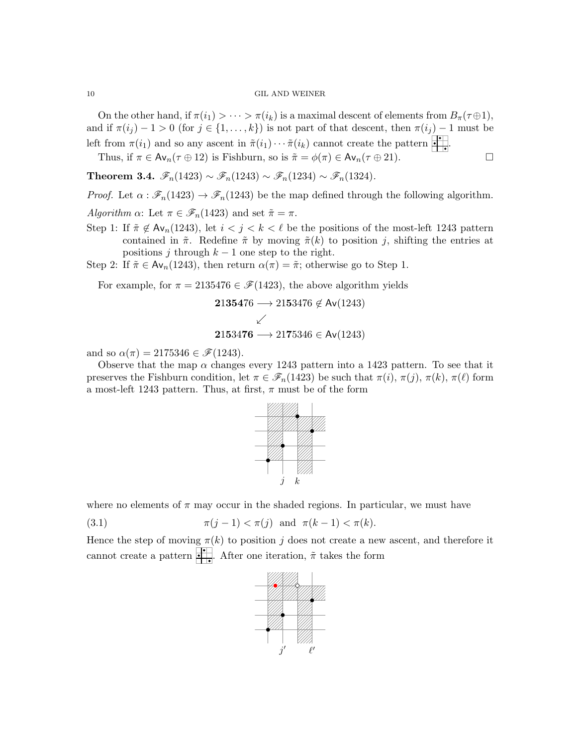On the other hand, if $\pi(i_1) > \cdots > \pi(i_k)$ is a maximal descent of elements from $B_\pi(\tau\oplus 1)$, and if $\pi(i_j) - 1 > 0$ (for $j \in \{1,\dots,k\}$) is not part of that descent, then $\pi(i_j) - 1$ must be left from $\pi(i_1)$ and so any ascent in $\tilde\pi(i_1)\cdots\tilde\pi(i_k)$ cannot create the pattern .

Thus, if $\pi \in \mathsf{Av}_n(\tau \oplus 12)$ is Fishburn, so is $\tilde\pi = \phi(\pi) \in \mathsf{Av}_n(\tau\oplus 21)$. □

**Theorem 3.4.** $\mathscr{F}_n(1423) \sim \mathscr{F}_n(1243) \sim \mathscr{F}_n(1234) \sim \mathscr{F}_n(1324)$.

*Proof.* Let $\alpha : \mathscr{F}_n(1423) \to \mathscr{F}_n(1243)$ be the map defined through the following algorithm.

*Algorithm $\alpha$*: Let $\pi \in \mathscr{F}_n(1423)$ and set $\tilde\pi = \pi$.

Step 1: If $\tilde\pi \notin \mathsf{Av}_n(1243)$, let $i<j<k<\ell$ be the positions of the most-left 1243 pattern contained in $\tilde\pi$. Redefine $\tilde\pi$ by moving $\tilde\pi(k)$ to position $j$, shifting the entries at positions $j$ through $k-1$ one step to the right.

Step 2: If $\tilde\pi \in \mathsf{Av}_n(1243)$, then return $\alpha(\pi) = \tilde\pi$; otherwise go to Step 1.

For example, for $\pi = 2135476 \in \mathscr{F}(1423)$, the above algorithm yields

$$\mathbf{2135\!4}76 \longrightarrow 21\mathbf{5}3476 \notin \mathsf{Av}(1243)$$
$$\swarrow$$
$$\mathbf{2}1\mathbf{5}34\mathbf{76} \longrightarrow 21\mathbf{7}5346 \in \mathsf{Av}(1243)$$

and so $\alpha(\pi) = 2175346 \in \mathscr{F}(1243)$.

Observe that the map $\alpha$ changes every 1243 pattern into a 1423 pattern. To see that it preserves the Fishburn condition, let $\pi \in \mathscr{F}_n(1423)$ be such that $\pi(i)$, $\pi(j)$, $\pi(k)$, $\pi(\ell)$ form a most-left 1243 pattern. Thus, at first, $\pi$ must be of the form

where no elements of $\pi$ may occur in the shaded regions. In particular, we must have

$$\pi(j-1) < \pi(j) \quad\text{and}\quad \pi(k-1) < \pi(k). \tag{3.1}$$

Hence the step of moving $\pi(k)$ to position $j$ does not create a new ascent, and therefore it cannot create a pattern . After one iteration, $\tilde\pi$ takes the form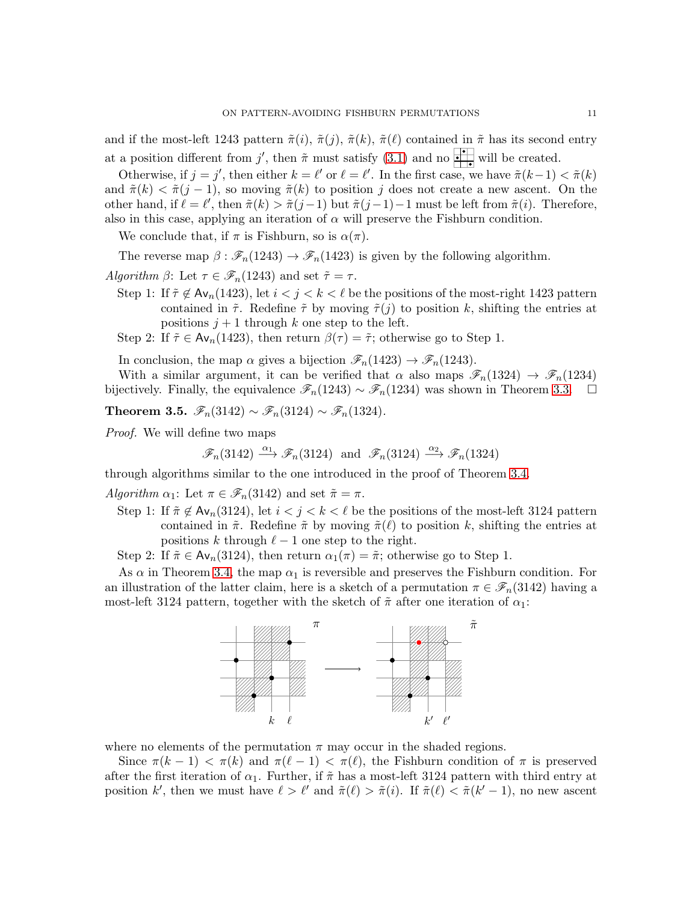and if the most-left 1243 pattern $\tilde{\pi}(i)$, $\tilde{\pi}(j)$, $\tilde{\pi}(k)$, $\tilde{\pi}(\ell)$ contained in $\tilde{\pi}$ has its second entry at a position different from $j'$, then $\tilde{\pi}$ must satisfy (3.1) and no [pattern] will be created.

Otherwise, if $j = j'$, then either $k = \ell'$ or $\ell = \ell'$. In the first case, we have $\tilde{\pi}(k-1) < \tilde{\pi}(k)$ and $\tilde{\pi}(k) < \tilde{\pi}(j-1)$, so moving $\tilde{\pi}(k)$ to position $j$ does not create a new ascent. On the other hand, if $\ell = \ell'$, then $\tilde{\pi}(k) > \tilde{\pi}(j-1)$ but $\tilde{\pi}(j-1)-1$ must be left from $\tilde{\pi}(i)$. Therefore, also in this case, applying an iteration of $\alpha$ will preserve the Fishburn condition.

We conclude that, if $\pi$ is Fishburn, so is $\alpha(\pi)$.

The reverse map $\beta : \mathscr{F}_n(1243) \to \mathscr{F}_n(1423)$ is given by the following algorithm.

*Algorithm* $\beta$: Let $\tau \in \mathscr{F}_n(1243)$ and set $\tilde{\tau} = \tau$.

- Step 1: If $\tilde{\tau} \notin \mathsf{Av}_n(1423)$, let $i < j < k < \ell$ be the positions of the most-right 1423 pattern contained in $\tilde{\tau}$. Redefine $\tilde{\tau}$ by moving $\tilde{\tau}(j)$ to position $k$, shifting the entries at positions $j+1$ through $k$ one step to the left.
- Step 2: If $\tilde{\tau} \in \mathsf{Av}_n(1423)$, then return $\beta(\tau) = \tilde{\tau}$; otherwise go to Step 1.

In conclusion, the map $\alpha$ gives a bijection $\mathscr{F}_n(1423) \to \mathscr{F}_n(1243)$.

With a similar argument, it can be verified that $\alpha$ also maps $\mathscr{F}_n(1324) \to \mathscr{F}_n(1234)$ bijectively. Finally, the equivalence $\mathscr{F}_n(1243) \sim \mathscr{F}_n(1234)$ was shown in Theorem 3.3. $\square$

**Theorem 3.5.** $\mathscr{F}_n(3142) \sim \mathscr{F}_n(3124) \sim \mathscr{F}_n(1324)$.

*Proof.* We will define two maps

$$\mathscr{F}_n(3142) \xrightarrow{\alpha_1} \mathscr{F}_n(3124) \;\text{ and }\; \mathscr{F}_n(3124) \xrightarrow{\alpha_2} \mathscr{F}_n(1324)$$

through algorithms similar to the one introduced in the proof of Theorem 3.4.

*Algorithm* $\alpha_1$: Let $\pi \in \mathscr{F}_n(3142)$ and set $\tilde{\pi} = \pi$.

- Step 1: If $\tilde{\pi} \notin \mathsf{Av}_n(3124)$, let $i < j < k < \ell$ be the positions of the most-left 3124 pattern contained in $\tilde{\pi}$. Redefine $\tilde{\pi}$ by moving $\tilde{\pi}(\ell)$ to position $k$, shifting the entries at positions $k$ through $\ell - 1$ one step to the right.
- Step 2: If $\tilde{\pi} \in \mathsf{Av}_n(3124)$, then return $\alpha_1(\pi) = \tilde{\pi}$; otherwise go to Step 1.

As $\alpha$ in Theorem 3.4, the map $\alpha_1$ is reversible and preserves the Fishburn condition. For an illustration of the latter claim, here is a sketch of a permutation $\pi \in \mathscr{F}_n(3142)$ having a most-left 3124 pattern, together with the sketch of $\tilde{\pi}$ after one iteration of $\alpha_1$:

[Figure: sketch of $\pi$ with positions $k$, $\ell$ marked, an arrow, and sketch of $\tilde{\pi}$ with positions $k'$, $\ell'$ marked]

where no elements of the permutation $\pi$ may occur in the shaded regions.

Since $\pi(k-1) < \pi(k)$ and $\pi(\ell-1) < \pi(\ell)$, the Fishburn condition of $\pi$ is preserved after the first iteration of $\alpha_1$. Further, if $\tilde{\pi}$ has a most-left 3124 pattern with third entry at position $k'$, then we must have $\ell > \ell'$ and $\tilde{\pi}(\ell) > \tilde{\pi}(i)$. If $\tilde{\pi}(\ell) < \tilde{\pi}(k'-1)$, no new ascent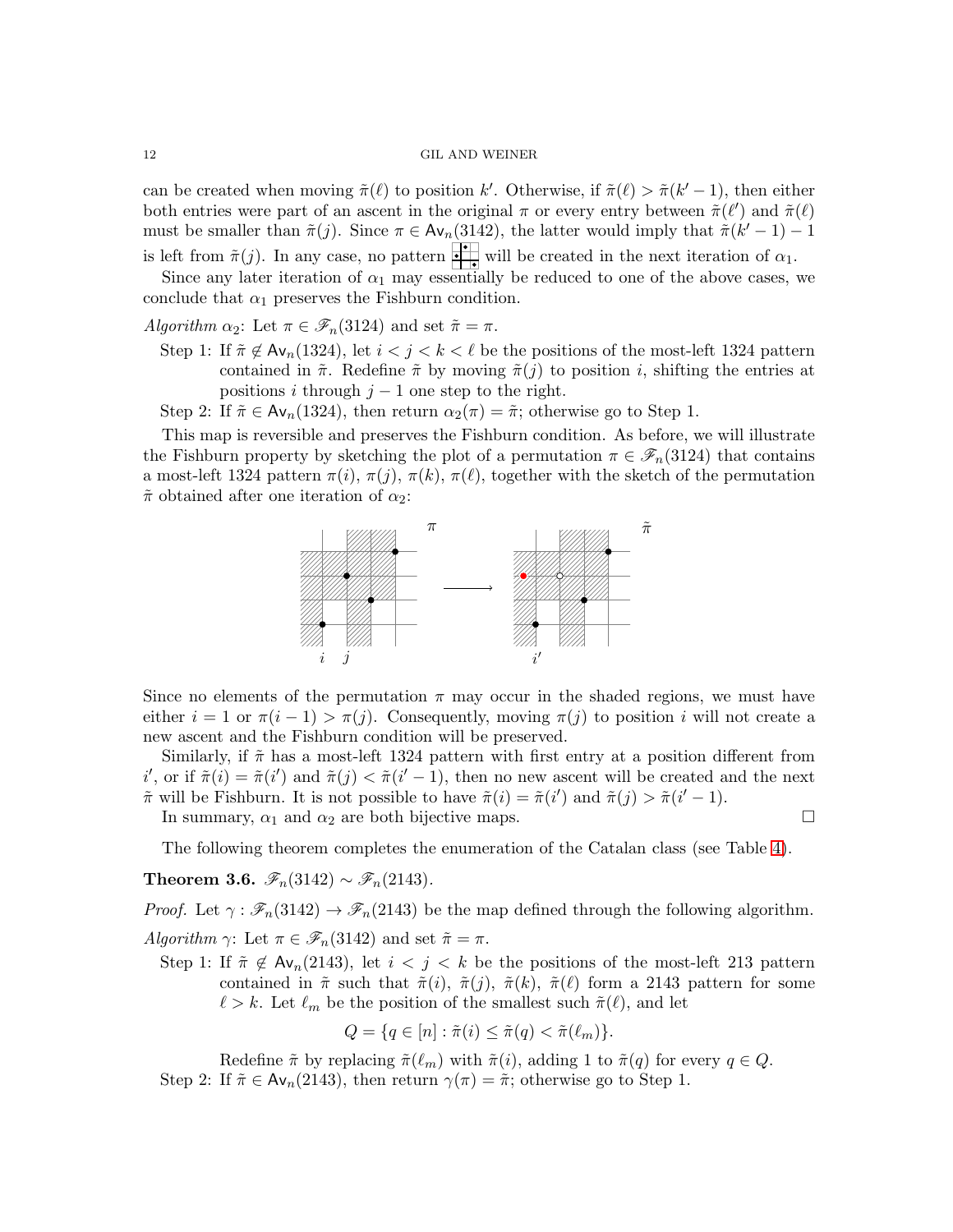can be created when moving $\tilde{\pi}(\ell)$ to position $k'$. Otherwise, if $\tilde{\pi}(\ell) > \tilde{\pi}(k'-1)$, then either both entries were part of an ascent in the original $\pi$ or every entry between $\tilde{\pi}(\ell')$ and $\tilde{\pi}(\ell)$ must be smaller than $\tilde{\pi}(j)$. Since $\pi \in \mathsf{Av}_n(3142)$, the latter would imply that $\tilde{\pi}(k'-1)-1$ is left from $\tilde{\pi}(j)$. In any case, no pattern will be created in the next iteration of $\alpha_1$.

Since any later iteration of $\alpha_1$ may essentially be reduced to one of the above cases, we conclude that $\alpha_1$ preserves the Fishburn condition.

*Algorithm* $\alpha_2$: Let $\pi \in \mathscr{F}_n(3124)$ and set $\tilde{\pi} = \pi$.

Step 1: If $\tilde{\pi} \notin \mathsf{Av}_n(1324)$, let $i < j < k < \ell$ be the positions of the most-left 1324 pattern contained in $\tilde{\pi}$. Redefine $\tilde{\pi}$ by moving $\tilde{\pi}(j)$ to position $i$, shifting the entries at positions $i$ through $j-1$ one step to the right.

Step 2: If $\tilde{\pi} \in \mathsf{Av}_n(1324)$, then return $\alpha_2(\pi) = \tilde{\pi}$; otherwise go to Step 1.

This map is reversible and preserves the Fishburn condition. As before, we will illustrate the Fishburn property by sketching the plot of a permutation $\pi \in \mathscr{F}_n(3124)$ that contains a most-left 1324 pattern $\pi(i)$, $\pi(j)$, $\pi(k)$, $\pi(\ell)$, together with the sketch of the permutation $\tilde{\pi}$ obtained after one iteration of $\alpha_2$:

Since no elements of the permutation $\pi$ may occur in the shaded regions, we must have either $i = 1$ or $\pi(i-1) > \pi(j)$. Consequently, moving $\pi(j)$ to position $i$ will not create a new ascent and the Fishburn condition will be preserved.

Similarly, if $\tilde{\pi}$ has a most-left 1324 pattern with first entry at a position different from $i'$, or if $\tilde{\pi}(i) = \tilde{\pi}(i')$ and $\tilde{\pi}(j) < \tilde{\pi}(i'-1)$, then no new ascent will be created and the next $\tilde{\pi}$ will be Fishburn. It is not possible to have $\tilde{\pi}(i) = \tilde{\pi}(i')$ and $\tilde{\pi}(j) > \tilde{\pi}(i'-1)$.

In summary, $\alpha_1$ and $\alpha_2$ are both bijective maps. $\square$

The following theorem completes the enumeration of the Catalan class (see Table 4).

**Theorem 3.6.** $\mathscr{F}_n(3142) \sim \mathscr{F}_n(2143)$.

*Proof.* Let $\gamma : \mathscr{F}_n(3142) \to \mathscr{F}_n(2143)$ be the map defined through the following algorithm.

*Algorithm* $\gamma$: Let $\pi \in \mathscr{F}_n(3142)$ and set $\tilde{\pi} = \pi$.

Step 1: If $\tilde{\pi} \notin \mathsf{Av}_n(2143)$, let $i < j < k$ be the positions of the most-left 213 pattern contained in $\tilde{\pi}$ such that $\tilde{\pi}(i)$, $\tilde{\pi}(j)$, $\tilde{\pi}(k)$, $\tilde{\pi}(\ell)$ form a 2143 pattern for some $\ell > k$. Let $\ell_m$ be the position of the smallest such $\tilde{\pi}(\ell)$, and let

$$Q = \{q \in [n] : \tilde{\pi}(i) \le \tilde{\pi}(q) < \tilde{\pi}(\ell_m)\}.$$

Redefine $\tilde{\pi}$ by replacing $\tilde{\pi}(\ell_m)$ with $\tilde{\pi}(i)$, adding 1 to $\tilde{\pi}(q)$ for every $q \in Q$.

Step 2: If $\tilde{\pi} \in \mathsf{Av}_n(2143)$, then return $\gamma(\pi) = \tilde{\pi}$; otherwise go to Step 1.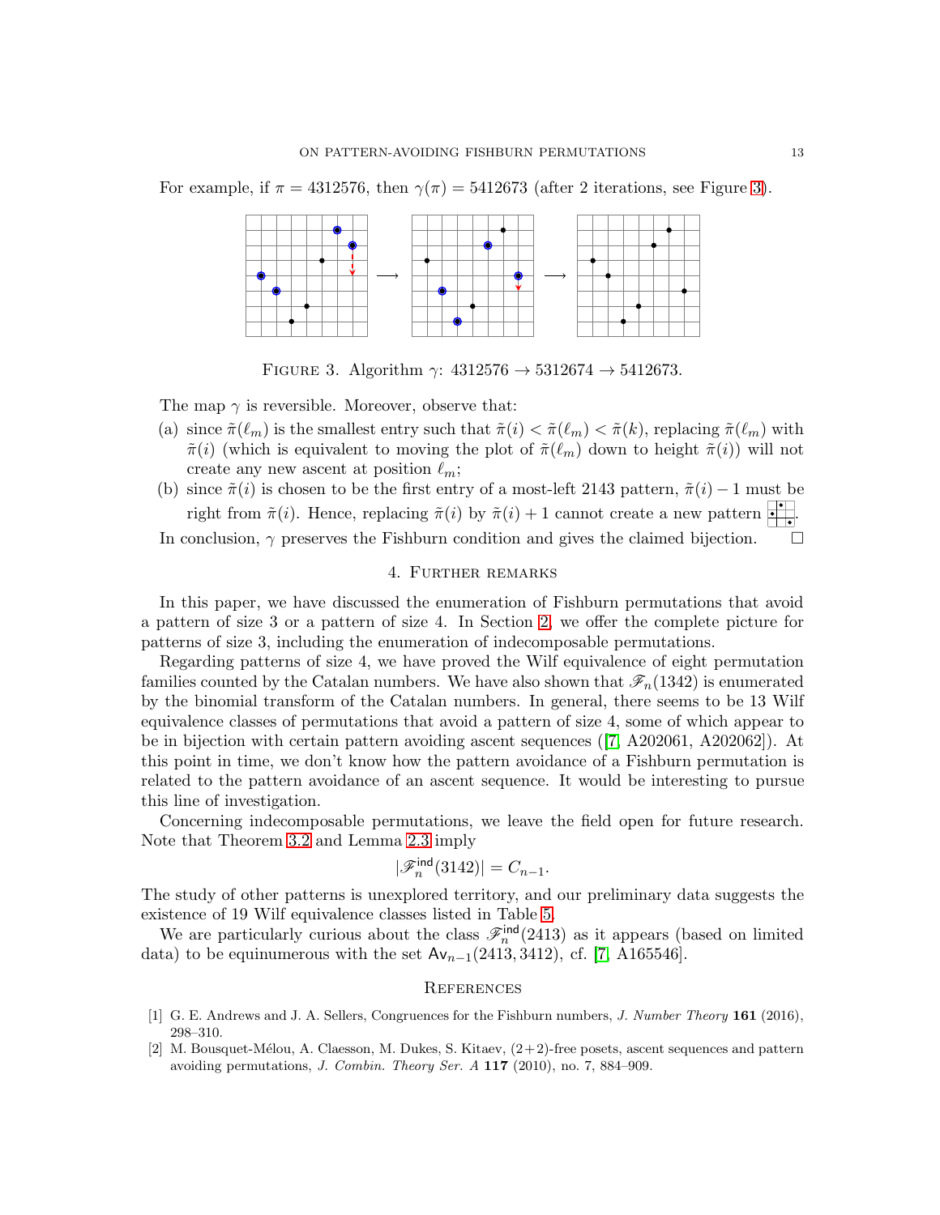For example, if $\pi = 4312576$, then $\gamma(\pi) = 5412673$ (after 2 iterations, see Figure 3).

FIGURE 3. Algorithm $\gamma$: $4312576 \to 5312674 \to 5412673$.

The map $\gamma$ is reversible. Moreover, observe that:

(a) since $\tilde{\pi}(\ell_m)$ is the smallest entry such that $\tilde{\pi}(i) < \tilde{\pi}(\ell_m) < \tilde{\pi}(k)$, replacing $\tilde{\pi}(\ell_m)$ with $\tilde{\pi}(i)$ (which is equivalent to moving the plot of $\tilde{\pi}(\ell_m)$ down to height $\tilde{\pi}(i)$) will not create any new ascent at position $\ell_m$;

(b) since $\tilde{\pi}(i)$ is chosen to be the first entry of a most-left 2143 pattern, $\tilde{\pi}(i) - 1$ must be right from $\tilde{\pi}(i)$. Hence, replacing $\tilde{\pi}(i)$ by $\tilde{\pi}(i) + 1$ cannot create a new pattern .

In conclusion, $\gamma$ preserves the Fishburn condition and gives the claimed bijection. □

## 4. Further remarks

In this paper, we have discussed the enumeration of Fishburn permutations that avoid a pattern of size 3 or a pattern of size 4. In Section 2, we offer the complete picture for patterns of size 3, including the enumeration of indecomposable permutations.

Regarding patterns of size 4, we have proved the Wilf equivalence of eight permutation families counted by the Catalan numbers. We have also shown that $\mathscr{F}_n(1342)$ is enumerated by the binomial transform of the Catalan numbers. In general, there seems to be 13 Wilf equivalence classes of permutations that avoid a pattern of size 4, some of which appear to be in bijection with certain pattern avoiding ascent sequences ([7, A202061, A202062]). At this point in time, we don't know how the pattern avoidance of a Fishburn permutation is related to the pattern avoidance of an ascent sequence. It would be interesting to pursue this line of investigation.

Concerning indecomposable permutations, we leave the field open for future research. Note that Theorem 3.2 and Lemma 2.3 imply

$$|\mathscr{F}_n^{\mathsf{ind}}(3142)| = C_{n-1}.$$

The study of other patterns is unexplored territory, and our preliminary data suggests the existence of 19 Wilf equivalence classes listed in Table 5.

We are particularly curious about the class $\mathscr{F}_n^{\mathsf{ind}}(2413)$ as it appears (based on limited data) to be equinumerous with the set $\mathsf{Av}_{n-1}(2413, 3412)$, cf. [7, A165546].

## References

[1] G. E. Andrews and J. A. Sellers, Congruences for the Fishburn numbers, *J. Number Theory* **161** (2016), 298–310.

[2] M. Bousquet-Mélou, A. Claesson, M. Dukes, S. Kitaev, (2+2)-free posets, ascent sequences and pattern avoiding permutations, *J. Combin. Theory Ser. A* **117** (2010), no. 7, 884–909.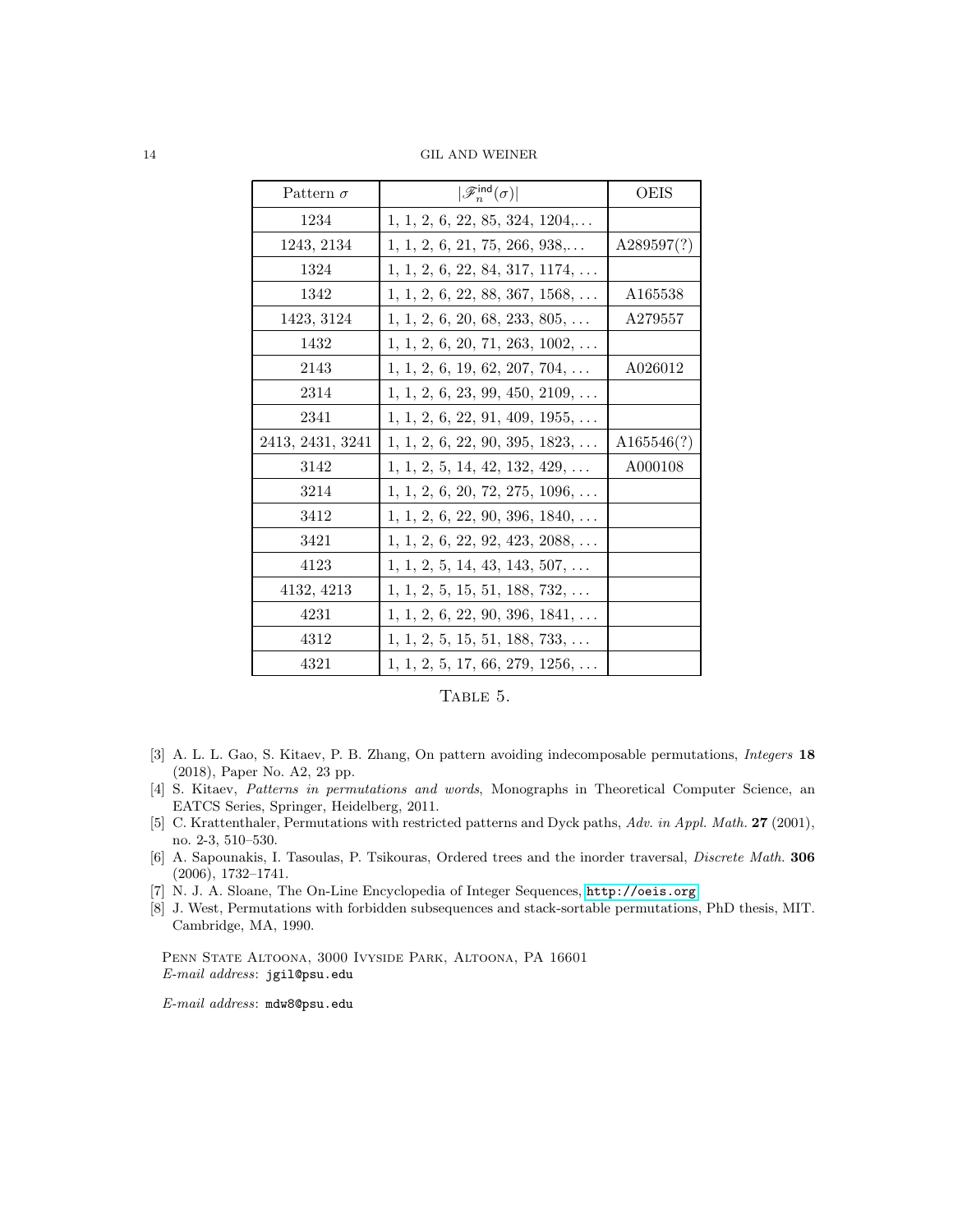| Pattern $\sigma$ | $\lvert\mathscr{F}_n^{\mathsf{ind}}(\sigma)\rvert$ | OEIS |
|---|---|---|
| 1234 | 1, 1, 2, 6, 22, 85, 324, 1204,… | |
| 1243, 2134 | 1, 1, 2, 6, 21, 75, 266, 938,… | A289597(?) |
| 1324 | 1, 1, 2, 6, 22, 84, 317, 1174, … | |
| 1342 | 1, 1, 2, 6, 22, 88, 367, 1568, … | A165538 |
| 1423, 3124 | 1, 1, 2, 6, 20, 68, 233, 805, … | A279557 |
| 1432 | 1, 1, 2, 6, 20, 71, 263, 1002, … | |
| 2143 | 1, 1, 2, 6, 19, 62, 207, 704, … | A026012 |
| 2314 | 1, 1, 2, 6, 23, 99, 450, 2109, … | |
| 2341 | 1, 1, 2, 6, 22, 91, 409, 1955, … | |
| 2413, 2431, 3241 | 1, 1, 2, 6, 22, 90, 395, 1823, … | A165546(?) |
| 3142 | 1, 1, 2, 5, 14, 42, 132, 429, … | A000108 |
| 3214 | 1, 1, 2, 6, 20, 72, 275, 1096, … | |
| 3412 | 1, 1, 2, 6, 22, 90, 396, 1840, … | |
| 3421 | 1, 1, 2, 6, 22, 92, 423, 2088, … | |
| 4123 | 1, 1, 2, 5, 14, 43, 143, 507, … | |
| 4132, 4213 | 1, 1, 2, 5, 15, 51, 188, 732, … | |
| 4231 | 1, 1, 2, 6, 22, 90, 396, 1841, … | |
| 4312 | 1, 1, 2, 5, 15, 51, 188, 733, … | |
| 4321 | 1, 1, 2, 5, 17, 66, 279, 1256, … | |

Table 5.

[3] A. L. L. Gao, S. Kitaev, P. B. Zhang, On pattern avoiding indecomposable permutations, *Integers* **18** (2018), Paper No. A2, 23 pp.

[4] S. Kitaev, *Patterns in permutations and words*, Monographs in Theoretical Computer Science, an EATCS Series, Springer, Heidelberg, 2011.

[5] C. Krattenthaler, Permutations with restricted patterns and Dyck paths, *Adv. in Appl. Math.* **27** (2001), no. 2-3, 510–530.

[6] A. Sapounakis, I. Tasoulas, P. Tsikouras, Ordered trees and the inorder traversal, *Discrete Math.* **306** (2006), 1732–1741.

[7] N. J. A. Sloane, The On-Line Encyclopedia of Integer Sequences, `http://oeis.org`.

[8] J. West, Permutations with forbidden subsequences and stack-sortable permutations, PhD thesis, MIT. Cambridge, MA, 1990.

Penn State Altoona, 3000 Ivyside Park, Altoona, PA 16601
*E-mail address*: `jgil@psu.edu`

*E-mail address*: `mdw8@psu.edu`